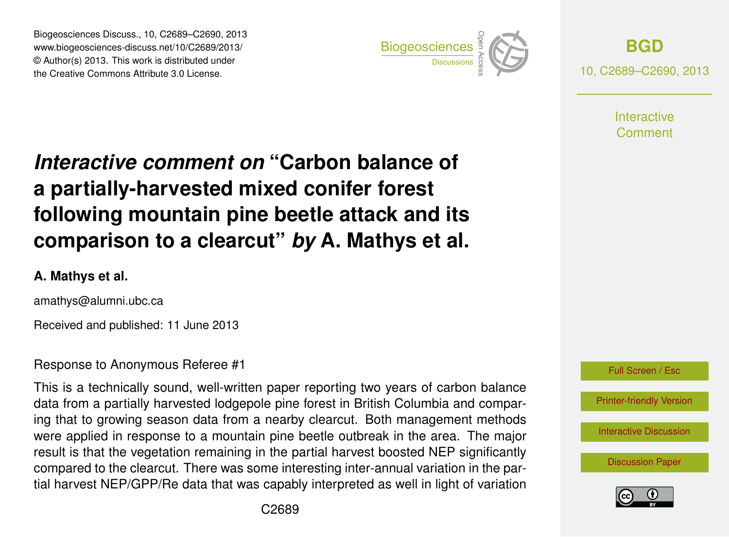# *Interactive comment on* "Carbon balance of a partially-harvested mixed conifer forest following mountain pine beetle attack and its comparison to a clearcut" *by* A. Mathys et al.

**A. Mathys et al.**

amathys@alumni.ubc.ca

Received and published: 11 June 2013

Response to Anonymous Referee #1

This is a technically sound, well-written paper reporting two years of carbon balance data from a partially harvested lodgepole pine forest in British Columbia and comparing that to growing season data from a nearby clearcut. Both management methods were applied in response to a mountain pine beetle outbreak in the area. The major result is that the vegetation remaining in the partial harvest boosted NEP significantly compared to the clearcut. There was some interesting inter-annual variation in the partial harvest NEP/GPP/Re data that was capably interpreted as well in light of variation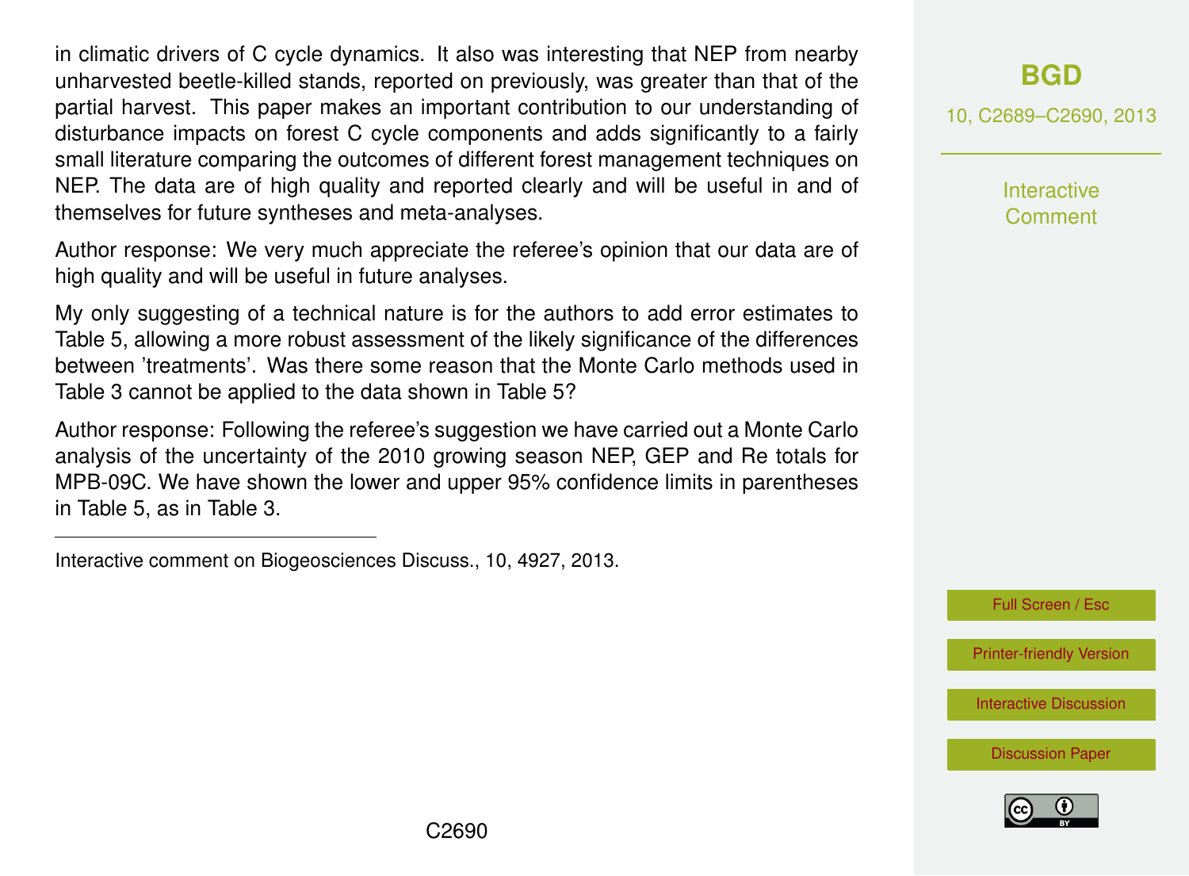in climatic drivers of C cycle dynamics. It also was interesting that NEP from nearby unharvested beetle-killed stands, reported on previously, was greater than that of the partial harvest. This paper makes an important contribution to our understanding of disturbance impacts on forest C cycle components and adds significantly to a fairly small literature comparing the outcomes of different forest management techniques on NEP. The data are of high quality and reported clearly and will be useful in and of themselves for future syntheses and meta-analyses.

Author response: We very much appreciate the referee's opinion that our data are of high quality and will be useful in future analyses.

My only suggesting of a technical nature is for the authors to add error estimates to Table 5, allowing a more robust assessment of the likely significance of the differences between 'treatments'. Was there some reason that the Monte Carlo methods used in Table 3 cannot be applied to the data shown in Table 5?

Author response: Following the referee's suggestion we have carried out a Monte Carlo analysis of the uncertainty of the 2010 growing season NEP, GEP and Re totals for MPB-09C. We have shown the lower and upper 95% confidence limits in parentheses in Table 5, as in Table 3.

---

Interactive comment on Biogeosciences Discuss., 10, 4927, 2013.